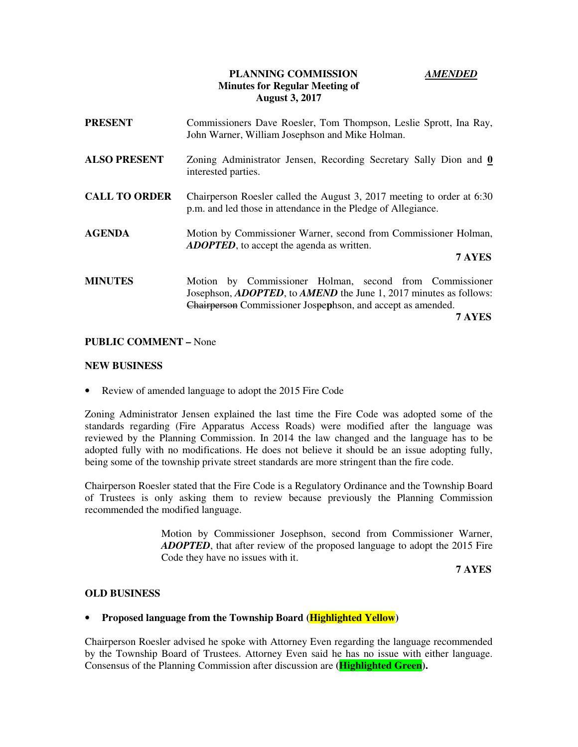**PLANNING COMMISSION** ***AMENDED***
**Minutes for Regular Meeting of**
**August 3, 2017**

**PRESENT** Commissioners Dave Roesler, Tom Thompson, Leslie Sprott, Ina Ray, John Warner, William Josephson and Mike Holman.

**ALSO PRESENT** Zoning Administrator Jensen, Recording Secretary Sally Dion and **0** interested parties.

**CALL TO ORDER** Chairperson Roesler called the August 3, 2017 meeting to order at 6:30 p.m. and led those in attendance in the Pledge of Allegiance.

**AGENDA** Motion by Commissioner Warner, second from Commissioner Holman, ***ADOPTED***, to accept the agenda as written.

**7 AYES**

**MINUTES** Motion by Commissioner Holman, second from Commissioner Josephson, ***ADOPTED***, to ***AMEND*** the June 1, 2017 minutes as follows: ~~Chairperson~~ Commissioner Jos~~pe~~**p**hson, and accept as amended.

**7 AYES**

**PUBLIC COMMENT –** None

**NEW BUSINESS**

- Review of amended language to adopt the 2015 Fire Code

Zoning Administrator Jensen explained the last time the Fire Code was adopted some of the standards regarding (Fire Apparatus Access Roads) were modified after the language was reviewed by the Planning Commission. In 2014 the law changed and the language has to be adopted fully with no modifications. He does not believe it should be an issue adopting fully, being some of the township private street standards are more stringent than the fire code.

Chairperson Roesler stated that the Fire Code is a Regulatory Ordinance and the Township Board of Trustees is only asking them to review because previously the Planning Commission recommended the modified language.

> Motion by Commissioner Josephson, second from Commissioner Warner, ***ADOPTED***, that after review of the proposed language to adopt the 2015 Fire Code they have no issues with it.
>
> **7 AYES**

**OLD BUSINESS**

- **Proposed language from the Township Board (Highlighted Yellow)**

Chairperson Roesler advised he spoke with Attorney Even regarding the language recommended by the Township Board of Trustees. Attorney Even said he has no issue with either language. Consensus of the Planning Commission after discussion are **(Highlighted Green).**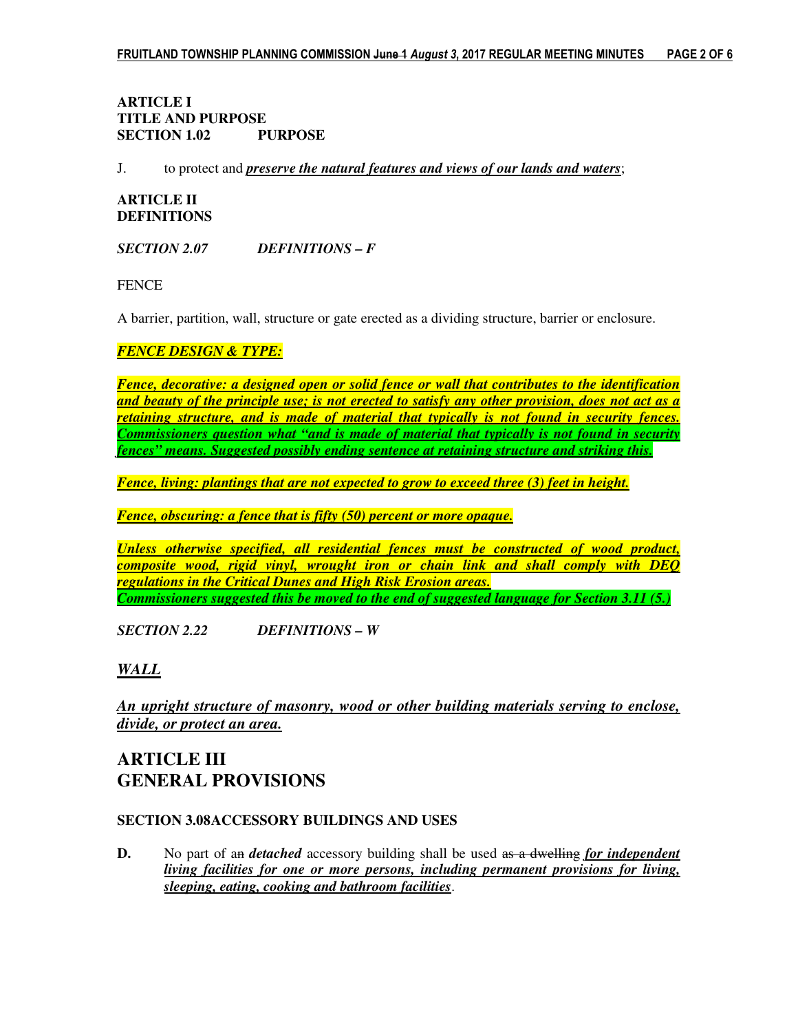**ARTICLE I**
**TITLE AND PURPOSE**
**SECTION 1.02 PURPOSE**

J. to protect and ***preserve the natural features and views of our lands and waters***;

**ARTICLE II**
**DEFINITIONS**

***SECTION 2.07 DEFINITIONS – F***

FENCE

A barrier, partition, wall, structure or gate erected as a dividing structure, barrier or enclosure.

***FENCE DESIGN & TYPE:***

***Fence, decorative: a designed open or solid fence or wall that contributes to the identification and beauty of the principle use; is not erected to satisfy any other provision, does not act as a retaining structure, and is made of material that typically is not found in security fences.*** ***Commissioners question what "and is made of material that typically is not found in security fences" means. Suggested possibly ending sentence at retaining structure and striking this.***

***Fence, living: plantings that are not expected to grow to exceed three (3) feet in height.***

***Fence, obscuring: a fence that is fifty (50) percent or more opaque.***

***Unless otherwise specified, all residential fences must be constructed of wood product, composite wood, rigid vinyl, wrought iron or chain link and shall comply with DEQ regulations in the Critical Dunes and High Risk Erosion areas.***
***Commissioners suggested this be moved to the end of suggested language for Section 3.11 (5.)***

***SECTION 2.22 DEFINITIONS – W***

***WALL***

***An upright structure of masonry, wood or other building materials serving to enclose, divide, or protect an area.***

# ARTICLE III
# GENERAL PROVISIONS

**SECTION 3.08 ACCESSORY BUILDINGS AND USES**

**D.** No part of ~~an~~ ***detached*** accessory building shall be used ~~as a dwelling~~ ***for independent living facilities for one or more persons, including permanent provisions for living, sleeping, eating, cooking and bathroom facilities***.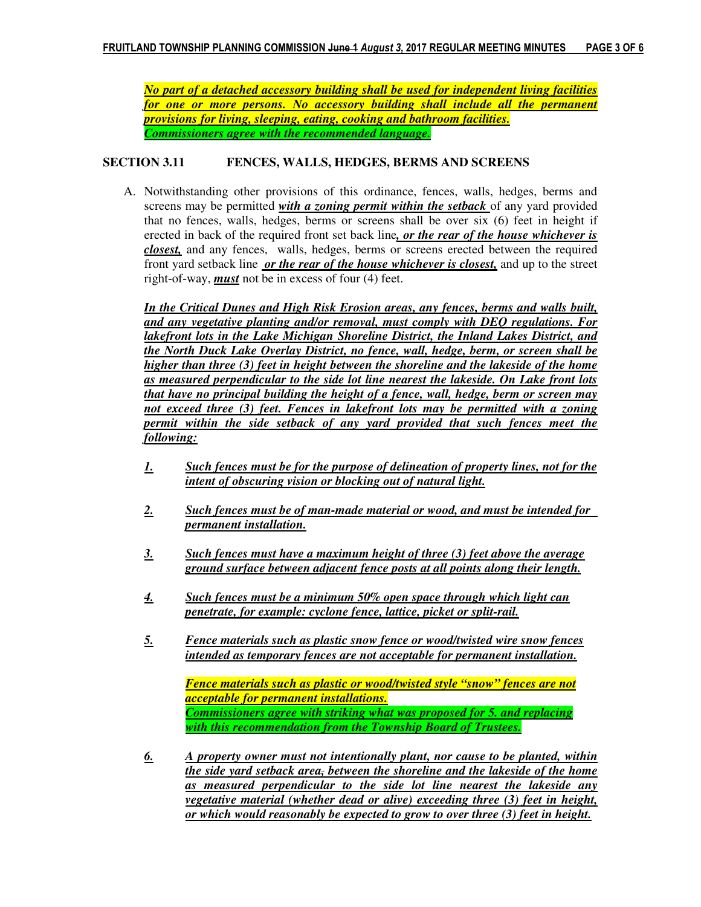***No part of a detached accessory building shall be used for independent living facilities for one or more persons. No accessory building shall include all the permanent provisions for living, sleeping, eating, cooking and bathroom facilities.***
***Commissioners agree with the recommended language.***

## SECTION 3.11 FENCES, WALLS, HEDGES, BERMS AND SCREENS

A. Notwithstanding other provisions of this ordinance, fences, walls, hedges, berms and screens may be permitted ***with a zoning permit within the setback*** of any yard provided that no fences, walls, hedges, berms or screens shall be over six (6) feet in height if erected in back of the required front set back line***, or the rear of the house whichever is closest,*** and any fences, walls, hedges, berms or screens erected between the required front yard setback line ***or the rear of the house whichever is closest,*** and up to the street right-of-way, ***must*** not be in excess of four (4) feet.

***In the Critical Dunes and High Risk Erosion areas, any fences, berms and walls built, and any vegetative planting and/or removal, must comply with DEQ regulations. For lakefront lots in the Lake Michigan Shoreline District, the Inland Lakes District, and the North Duck Lake Overlay District, no fence, wall, hedge, berm, or screen shall be higher than three (3) feet in height between the shoreline and the lakeside of the home as measured perpendicular to the side lot line nearest the lakeside. On Lake front lots that have no principal building the height of a fence, wall, hedge, berm or screen may not exceed three (3) feet. Fences in lakefront lots may be permitted with a zoning permit within the side setback of any yard provided that such fences meet the following:***

1. ***Such fences must be for the purpose of delineation of property lines, not for the intent of obscuring vision or blocking out of natural light.***

2. ***Such fences must be of man-made material or wood, and must be intended for permanent installation.***

3. ***Such fences must have a maximum height of three (3) feet above the average ground surface between adjacent fence posts at all points along their length.***

4. ***Such fences must be a minimum 50% open space through which light can penetrate, for example: cyclone fence, lattice, picket or split-rail.***

5. ***Fence materials such as plastic snow fence or wood/twisted wire snow fences intended as temporary fences are not acceptable for permanent installation.***

   ***Fence materials such as plastic or wood/twisted style "snow" fences are not acceptable for permanent installations.***
   ***Commissioners agree with striking what was proposed for 5. and replacing with this recommendation from the Township Board of Trustees.***

6. ***A property owner must not intentionally plant, nor cause to be planted, within the side yard setback area, between the shoreline and the lakeside of the home as measured perpendicular to the side lot line nearest the lakeside any vegetative material (whether dead or alive) exceeding three (3) feet in height, or which would reasonably be expected to grow to over three (3) feet in height.***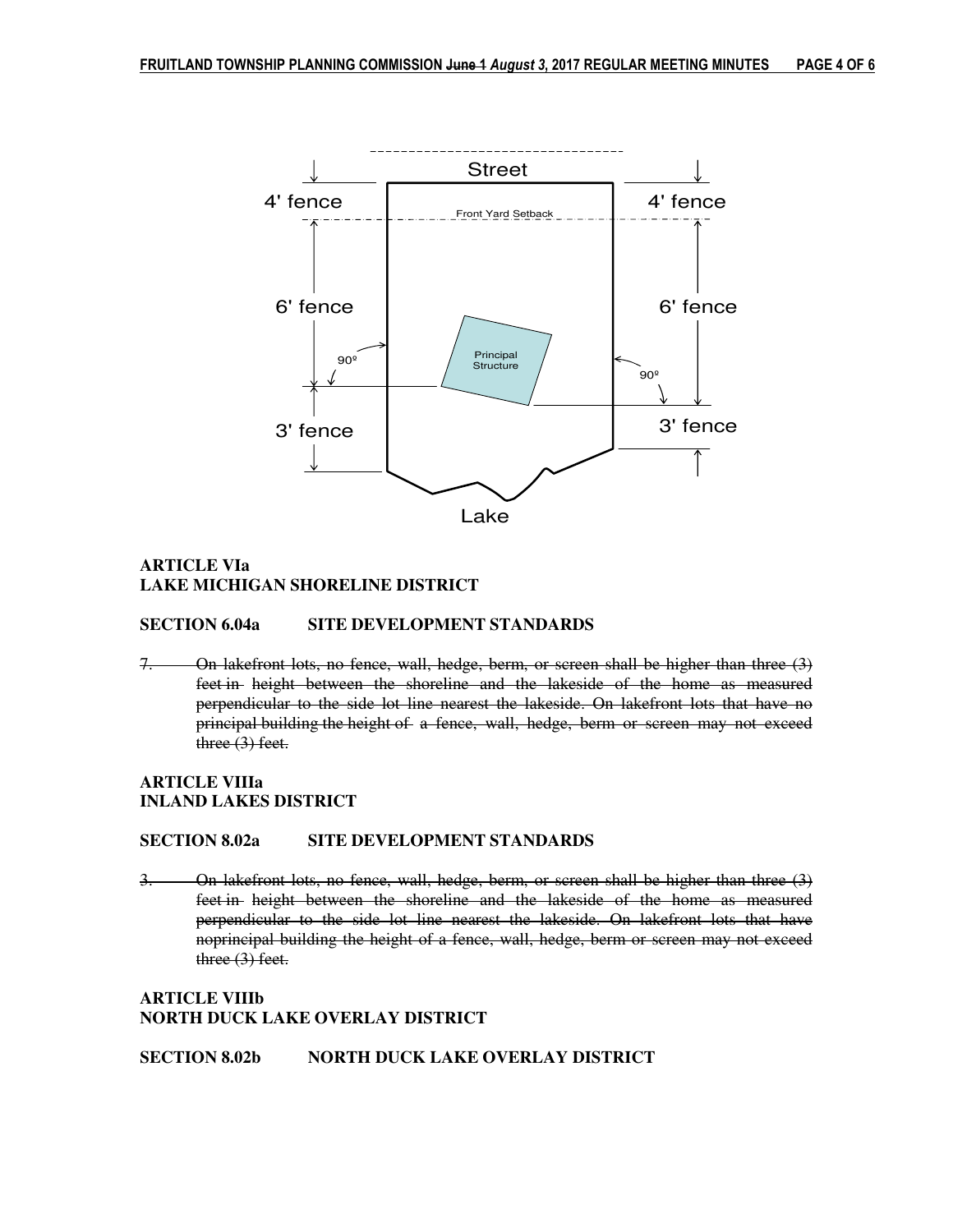Street

4' fence — Front Yard Setback — 4' fence

6' fence — 6' fence

90º — Principal Structure — 90º

3' fence — 3' fence

Lake

## ARTICLE VIa
## LAKE MICHIGAN SHORELINE DISTRICT

### SECTION 6.04a SITE DEVELOPMENT STANDARDS

~~7. On lakefront lots, no fence, wall, hedge, berm, or screen shall be higher than three (3) feet in height between the shoreline and the lakeside of the home as measured perpendicular to the side lot line nearest the lakeside. On lakefront lots that have no principal building the height of a fence, wall, hedge, berm or screen may not exceed three (3) feet.~~

## ARTICLE VIIIa
## INLAND LAKES DISTRICT

### SECTION 8.02a SITE DEVELOPMENT STANDARDS

~~3. On lakefront lots, no fence, wall, hedge, berm, or screen shall be higher than three (3) feet in height between the shoreline and the lakeside of the home as measured perpendicular to the side lot line nearest the lakeside. On lakefront lots that have noprincipal building the height of a fence, wall, hedge, berm or screen may not exceed three (3) feet.~~

## ARTICLE VIIIb
## NORTH DUCK LAKE OVERLAY DISTRICT

### SECTION 8.02b NORTH DUCK LAKE OVERLAY DISTRICT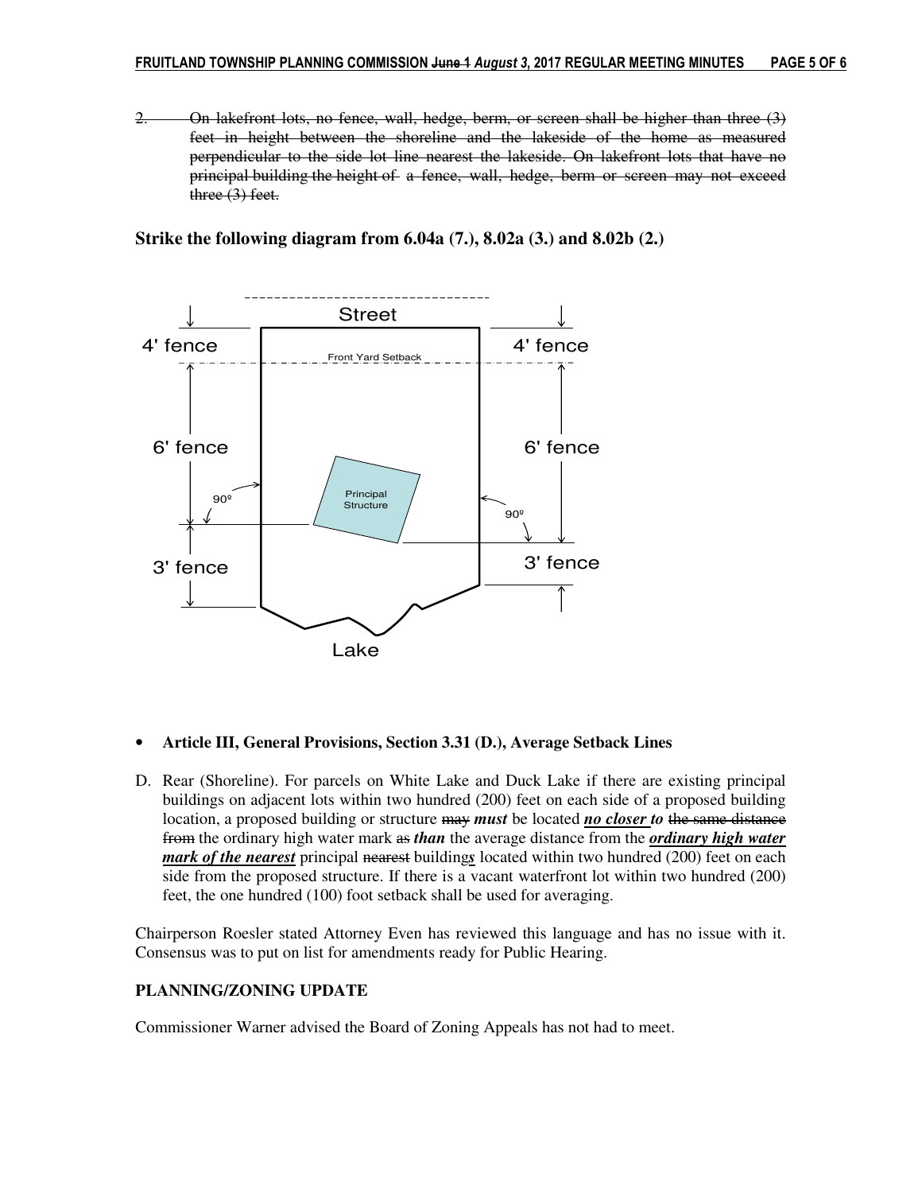2. ~~On lakefront lots, no fence, wall, hedge, berm, or screen shall be higher than three (3) feet in height between the shoreline and the lakeside of the home as measured perpendicular to the side lot line nearest the lakeside. On lakefront lots that have no principal building the height of a fence, wall, hedge, berm or screen may not exceed three (3) feet.~~

**Strike the following diagram from 6.04a (7.), 8.02a (3.) and 8.02b (2.)**

- **Article III, General Provisions, Section 3.31 (D.), Average Setback Lines**

D. Rear (Shoreline). For parcels on White Lake and Duck Lake if there are existing principal buildings on adjacent lots within two hundred (200) feet on each side of a proposed building location, a proposed building or structure ~~may~~ ***must*** be located ***no closer to*** ~~the same distance from~~ the ordinary high water mark ~~as~~ ***than*** the average distance from the ***ordinary high water mark of the nearest*** principal ~~nearest~~ building***s*** located within two hundred (200) feet on each side from the proposed structure. If there is a vacant waterfront lot within two hundred (200) feet, the one hundred (100) foot setback shall be used for averaging.

Chairperson Roesler stated Attorney Even has reviewed this language and has no issue with it. Consensus was to put on list for amendments ready for Public Hearing.

**PLANNING/ZONING UPDATE**

Commissioner Warner advised the Board of Zoning Appeals has not had to meet.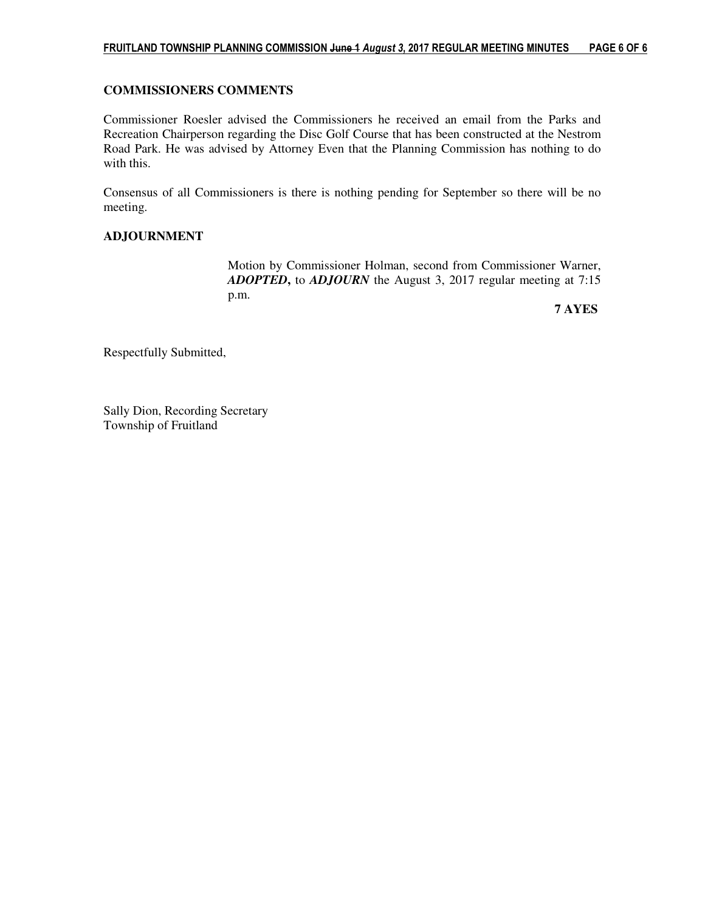**COMMISSIONERS COMMENTS**

Commissioner Roesler advised the Commissioners he received an email from the Parks and Recreation Chairperson regarding the Disc Golf Course that has been constructed at the Nestrom Road Park. He was advised by Attorney Even that the Planning Commission has nothing to do with this.

Consensus of all Commissioners is there is nothing pending for September so there will be no meeting.

**ADJOURNMENT**

Motion by Commissioner Holman, second from Commissioner Warner, ***ADOPTED***, to ***ADJOURN*** the August 3, 2017 regular meeting at 7:15 p.m.

**7 AYES**

Respectfully Submitted,

Sally Dion, Recording Secretary
Township of Fruitland